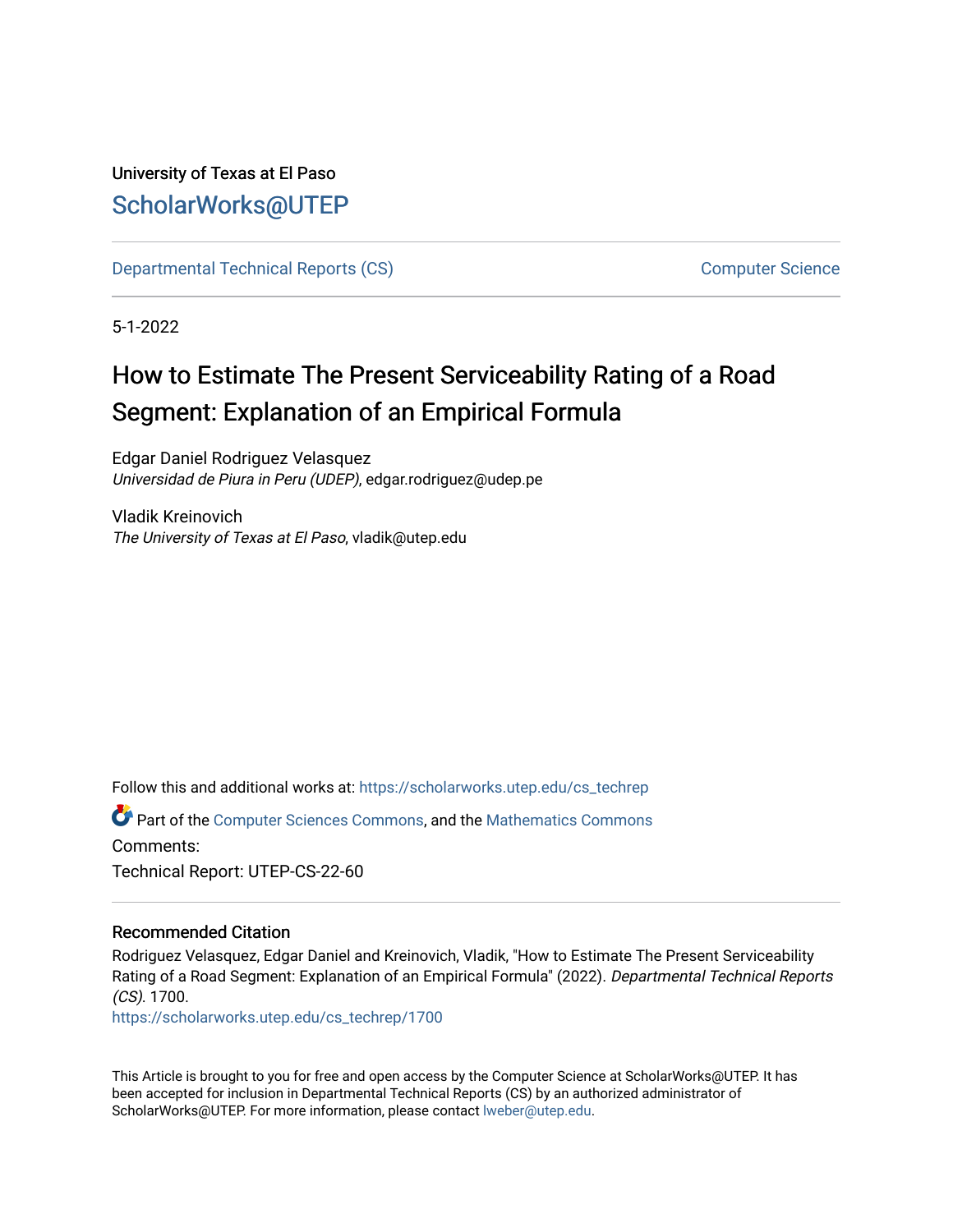University of Texas at El Paso

ScholarWorks@UTEP

Departmental Technical Reports (CS) — Computer Science

5-1-2022

# How to Estimate The Present Serviceability Rating of a Road Segment: Explanation of an Empirical Formula

Edgar Daniel Rodriguez Velasquez
*Universidad de Piura in Peru (UDEP)*, edgar.rodriguez@udep.pe

Vladik Kreinovich
*The University of Texas at El Paso*, vladik@utep.edu

Follow this and additional works at: https://scholarworks.utep.edu/cs_techrep

Part of the Computer Sciences Commons, and the Mathematics Commons

Comments:

Technical Report: UTEP-CS-22-60

### Recommended Citation

Rodriguez Velasquez, Edgar Daniel and Kreinovich, Vladik, "How to Estimate The Present Serviceability Rating of a Road Segment: Explanation of an Empirical Formula" (2022). *Departmental Technical Reports (CS)*. 1700.
https://scholarworks.utep.edu/cs_techrep/1700

This Article is brought to you for free and open access by the Computer Science at ScholarWorks@UTEP. It has been accepted for inclusion in Departmental Technical Reports (CS) by an authorized administrator of ScholarWorks@UTEP. For more information, please contact lweber@utep.edu.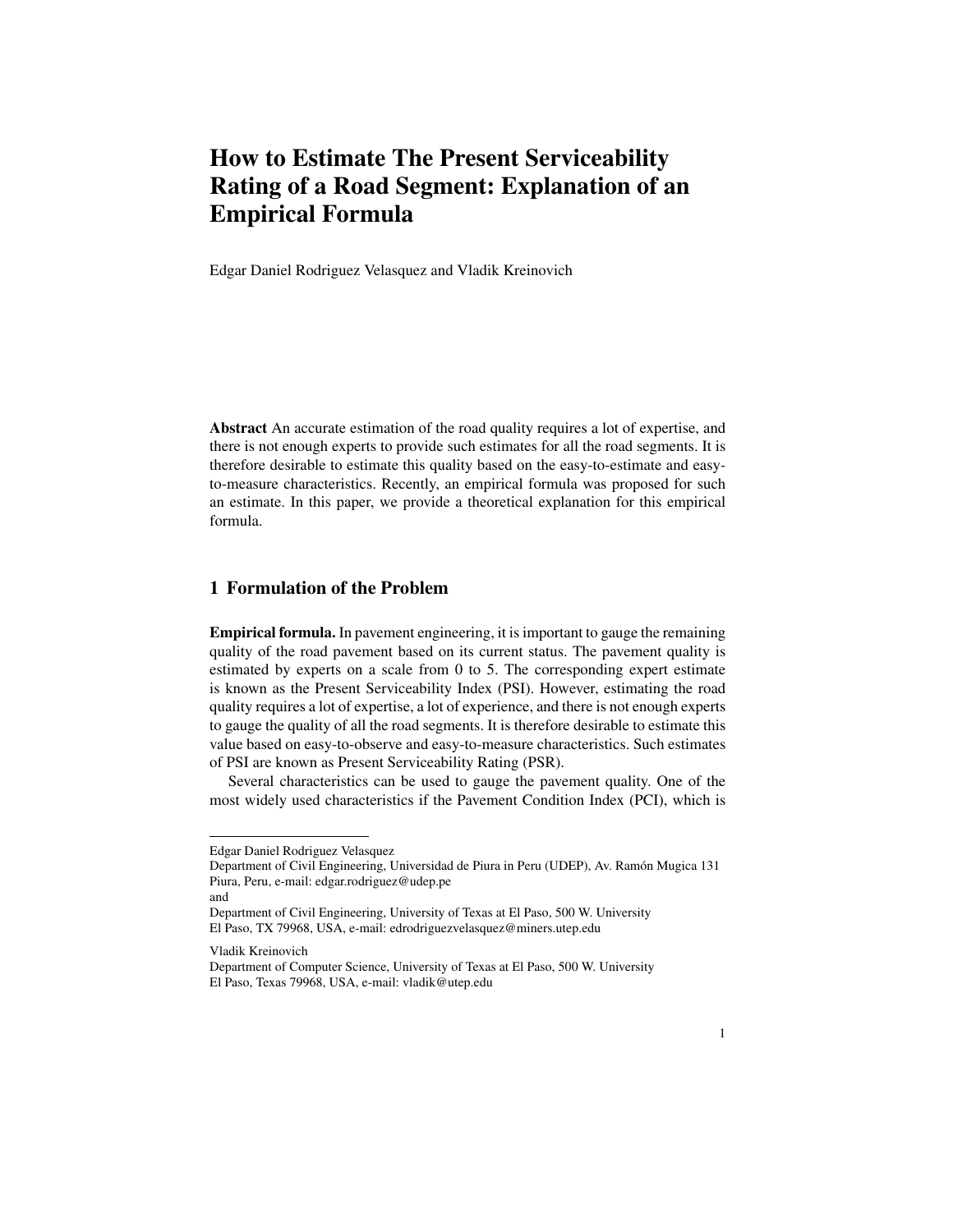# How to Estimate The Present Serviceability Rating of a Road Segment: Explanation of an Empirical Formula

Edgar Daniel Rodriguez Velasquez and Vladik Kreinovich

**Abstract** An accurate estimation of the road quality requires a lot of expertise, and there is not enough experts to provide such estimates for all the road segments. It is therefore desirable to estimate this quality based on the easy-to-estimate and easy-to-measure characteristics. Recently, an empirical formula was proposed for such an estimate. In this paper, we provide a theoretical explanation for this empirical formula.

## 1 Formulation of the Problem

**Empirical formula.** In pavement engineering, it is important to gauge the remaining quality of the road pavement based on its current status. The pavement quality is estimated by experts on a scale from 0 to 5. The corresponding expert estimate is known as the Present Serviceability Index (PSI). However, estimating the road quality requires a lot of expertise, a lot of experience, and there is not enough experts to gauge the quality of all the road segments. It is therefore desirable to estimate this value based on easy-to-observe and easy-to-measure characteristics. Such estimates of PSI are known as Present Serviceability Rating (PSR).

Several characteristics can be used to gauge the pavement quality. One of the most widely used characteristics if the Pavement Condition Index (PCI), which is

---

Edgar Daniel Rodriguez Velasquez
Department of Civil Engineering, Universidad de Piura in Peru (UDEP), Av. Ramón Mugica 131 Piura, Peru, e-mail: edgar.rodriguez@udep.pe
and
Department of Civil Engineering, University of Texas at El Paso, 500 W. University El Paso, TX 79968, USA, e-mail: edrodriguezvelasquez@miners.utep.edu

Vladik Kreinovich
Department of Computer Science, University of Texas at El Paso, 500 W. University El Paso, Texas 79968, USA, e-mail: vladik@utep.edu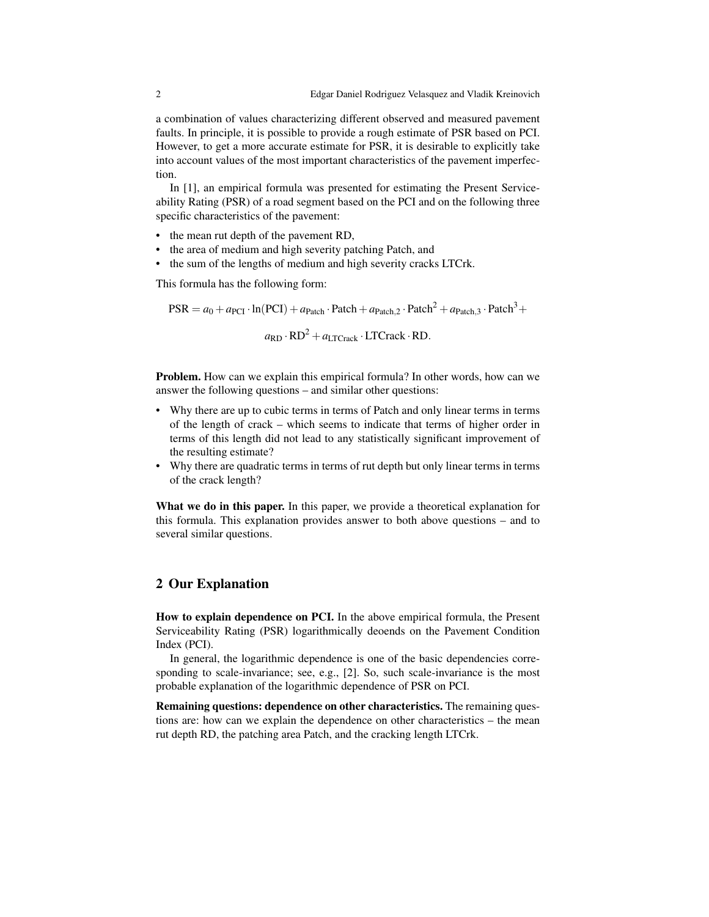a combination of values characterizing different observed and measured pavement faults. In principle, it is possible to provide a rough estimate of PSR based on PCI. However, to get a more accurate estimate for PSR, it is desirable to explicitly take into account values of the most important characteristics of the pavement imperfection.

In [1], an empirical formula was presented for estimating the Present Serviceability Rating (PSR) of a road segment based on the PCI and on the following three specific characteristics of the pavement:

- the mean rut depth of the pavement RD,
- the area of medium and high severity patching Patch, and
- the sum of the lengths of medium and high severity cracks LTCrk.

This formula has the following form:

$$\text{PSR} = a_0 + a_{\text{PCI}} \cdot \ln(\text{PCI}) + a_{\text{Patch}} \cdot \text{Patch} + a_{\text{Patch},2} \cdot \text{Patch}^2 + a_{\text{Patch},3} \cdot \text{Patch}^3 +$$

$$a_{\text{RD}} \cdot \text{RD}^2 + a_{\text{LTCrack}} \cdot \text{LTCrack} \cdot \text{RD}.$$

**Problem.** How can we explain this empirical formula? In other words, how can we answer the following questions – and similar other questions:

- Why there are up to cubic terms in terms of Patch and only linear terms in terms of the length of crack – which seems to indicate that terms of higher order in terms of this length did not lead to any statistically significant improvement of the resulting estimate?
- Why there are quadratic terms in terms of rut depth but only linear terms in terms of the crack length?

**What we do in this paper.** In this paper, we provide a theoretical explanation for this formula. This explanation provides answer to both above questions – and to several similar questions.

## 2 Our Explanation

**How to explain dependence on PCI.** In the above empirical formula, the Present Serviceability Rating (PSR) logarithmically deoends on the Pavement Condition Index (PCI).

In general, the logarithmic dependence is one of the basic dependencies corresponding to scale-invariance; see, e.g., [2]. So, such scale-invariance is the most probable explanation of the logarithmic dependence of PSR on PCI.

**Remaining questions: dependence on other characteristics.** The remaining questions are: how can we explain the dependence on other characteristics – the mean rut depth RD, the patching area Patch, and the cracking length LTCrk.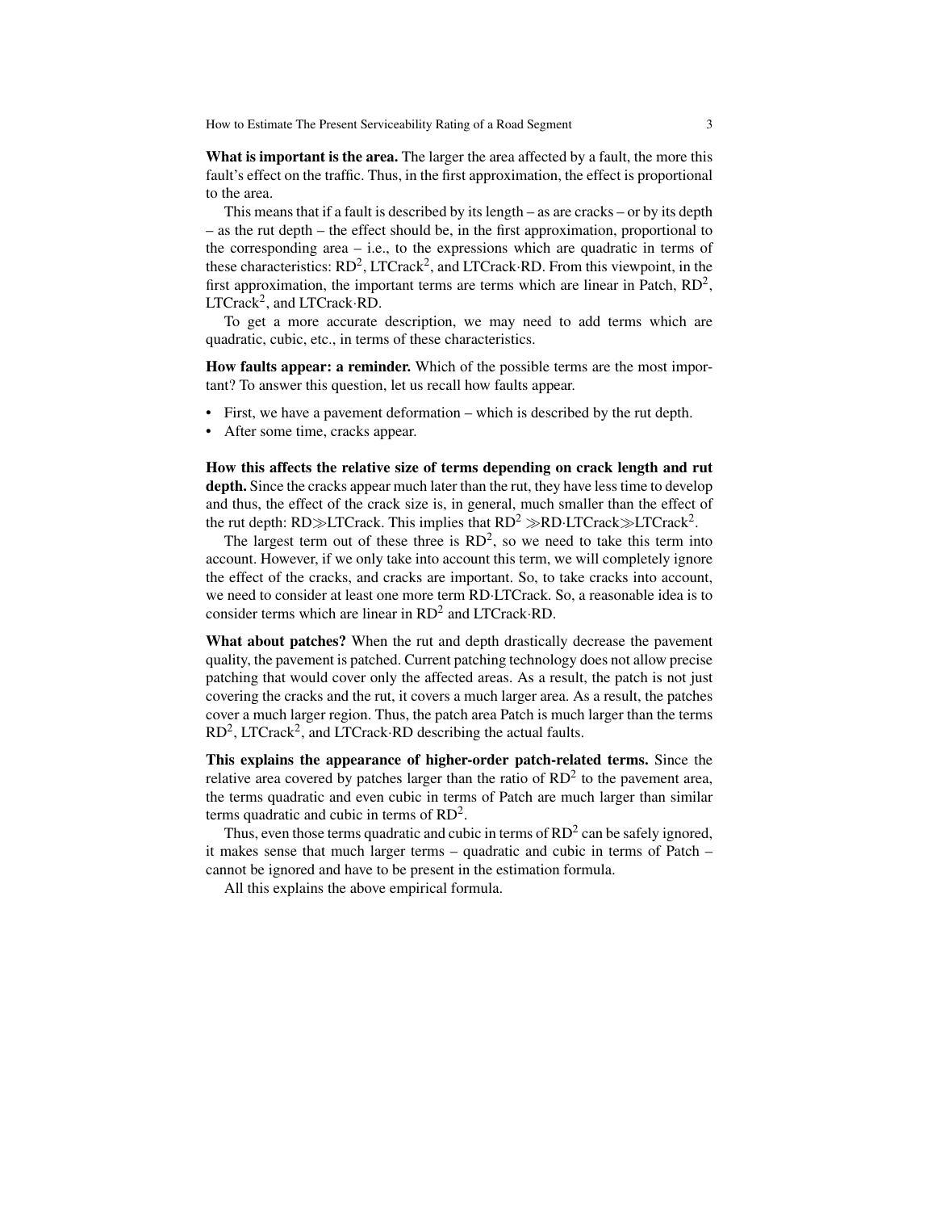**What is important is the area.** The larger the area affected by a fault, the more this fault's effect on the traffic. Thus, in the first approximation, the effect is proportional to the area.

This means that if a fault is described by its length – as are cracks – or by its depth – as the rut depth – the effect should be, in the first approximation, proportional to the corresponding area – i.e., to the expressions which are quadratic in terms of these characteristics: $\text{RD}^2$, $\text{LTCrack}^2$, and $\text{LTCrack}\cdot\text{RD}$. From this viewpoint, in the first approximation, the important terms are terms which are linear in Patch, $\text{RD}^2$, $\text{LTCrack}^2$, and $\text{LTCrack}\cdot\text{RD}$.

To get a more accurate description, we may need to add terms which are quadratic, cubic, etc., in terms of these characteristics.

**How faults appear: a reminder.** Which of the possible terms are the most important? To answer this question, let us recall how faults appear.

- First, we have a pavement deformation – which is described by the rut depth.
- After some time, cracks appear.

**How this affects the relative size of terms depending on crack length and rut depth.** Since the cracks appear much later than the rut, they have less time to develop and thus, the effect of the crack size is, in general, much smaller than the effect of the rut depth: $\text{RD} \gg \text{LTCrack}$. This implies that $\text{RD}^2 \gg \text{RD}\cdot\text{LTCrack} \gg \text{LTCrack}^2$.

The largest term out of these three is $\text{RD}^2$, so we need to take this term into account. However, if we only take into account this term, we will completely ignore the effect of the cracks, and cracks are important. So, to take cracks into account, we need to consider at least one more term $\text{RD}\cdot\text{LTCrack}$. So, a reasonable idea is to consider terms which are linear in $\text{RD}^2$ and $\text{LTCrack}\cdot\text{RD}$.

**What about patches?** When the rut and depth drastically decrease the pavement quality, the pavement is patched. Current patching technology does not allow precise patching that would cover only the affected areas. As a result, the patch is not just covering the cracks and the rut, it covers a much larger area. As a result, the patches cover a much larger region. Thus, the patch area Patch is much larger than the terms $\text{RD}^2$, $\text{LTCrack}^2$, and $\text{LTCrack}\cdot\text{RD}$ describing the actual faults.

**This explains the appearance of higher-order patch-related terms.** Since the relative area covered by patches larger than the ratio of $\text{RD}^2$ to the pavement area, the terms quadratic and even cubic in terms of Patch are much larger than similar terms quadratic and cubic in terms of $\text{RD}^2$.

Thus, even those terms quadratic and cubic in terms of $\text{RD}^2$ can be safely ignored, it makes sense that much larger terms – quadratic and cubic in terms of Patch – cannot be ignored and have to be present in the estimation formula.

All this explains the above empirical formula.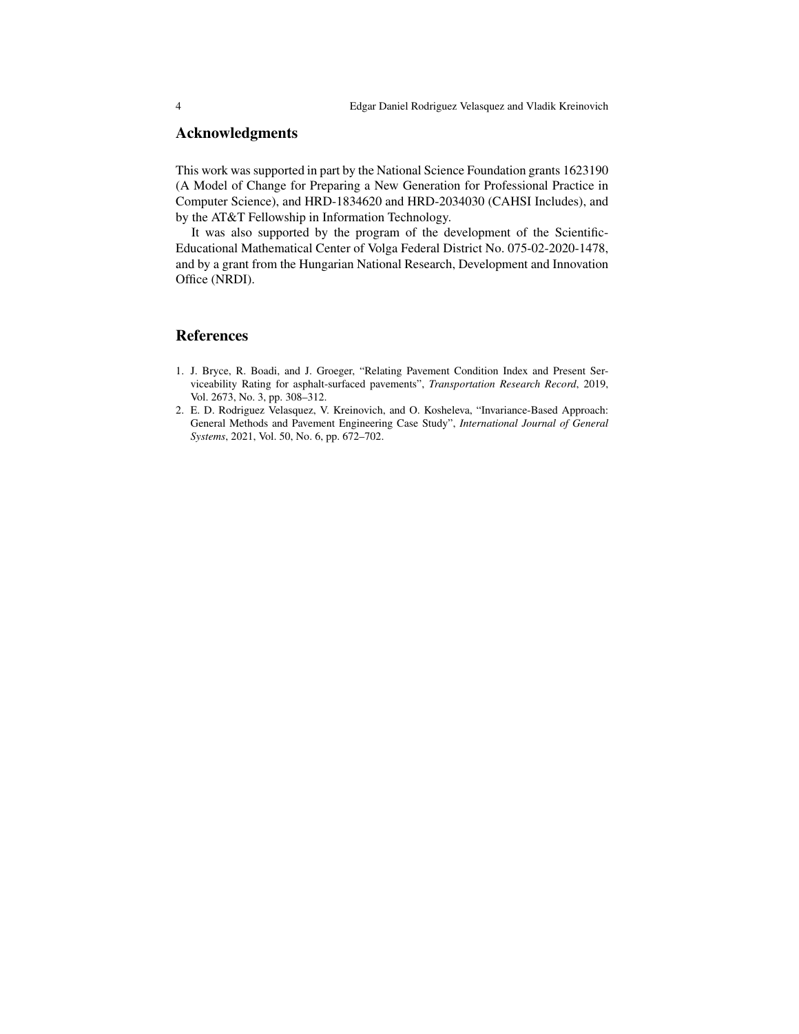## Acknowledgments

This work was supported in part by the National Science Foundation grants 1623190 (A Model of Change for Preparing a New Generation for Professional Practice in Computer Science), and HRD-1834620 and HRD-2034030 (CAHSI Includes), and by the AT&T Fellowship in Information Technology.

It was also supported by the program of the development of the Scientific-Educational Mathematical Center of Volga Federal District No. 075-02-2020-1478, and by a grant from the Hungarian National Research, Development and Innovation Office (NRDI).

## References

1. J. Bryce, R. Boadi, and J. Groeger, "Relating Pavement Condition Index and Present Serviceability Rating for asphalt-surfaced pavements", *Transportation Research Record*, 2019, Vol. 2673, No. 3, pp. 308–312.
2. E. D. Rodriguez Velasquez, V. Kreinovich, and O. Kosheleva, "Invariance-Based Approach: General Methods and Pavement Engineering Case Study", *International Journal of General Systems*, 2021, Vol. 50, No. 6, pp. 672–702.